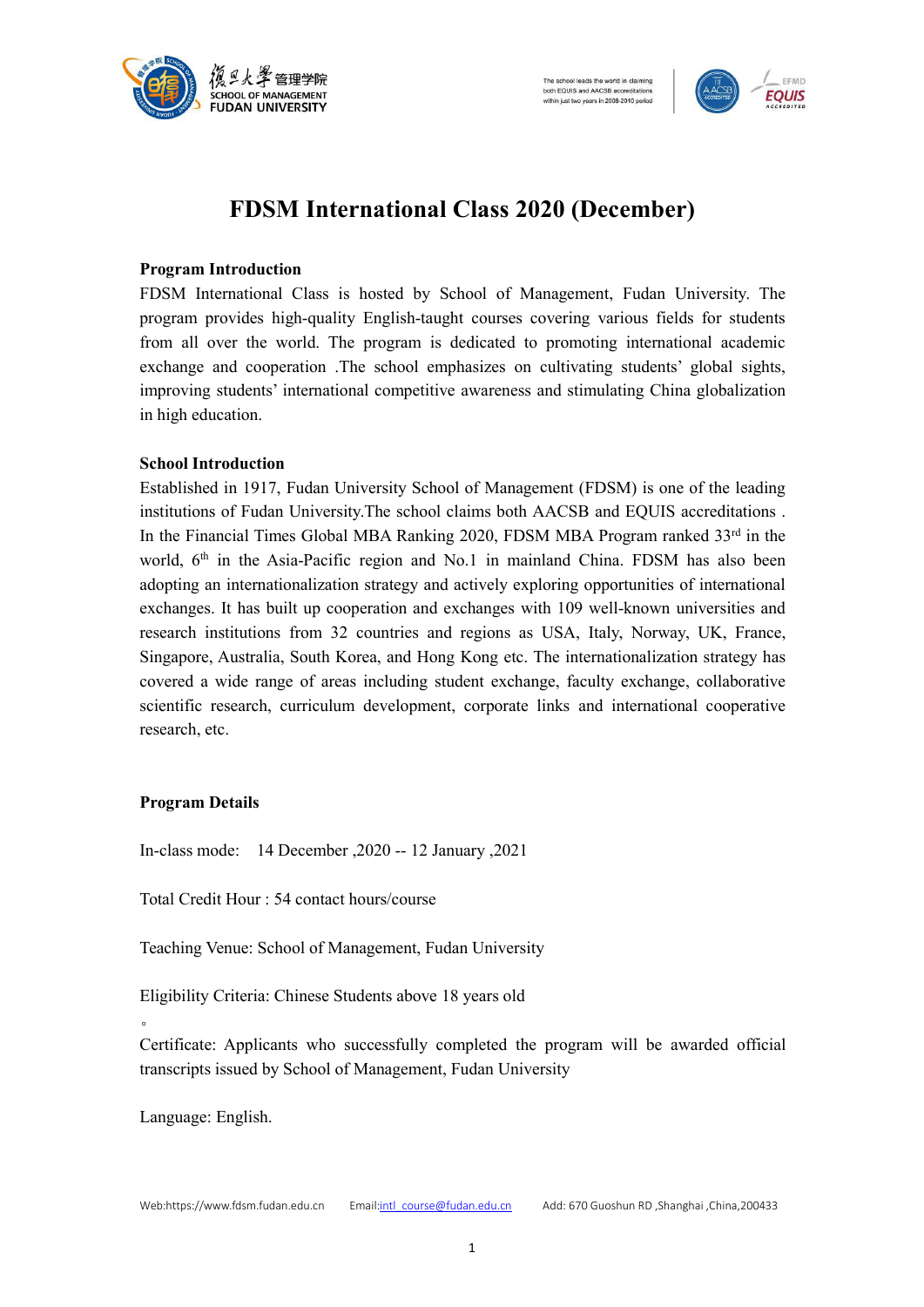# FDSM International Class 2020 (December)

**Program Introduction**

FDSM International Class is hosted by School of Management, Fudan University. The program provides high-quality English-taught courses covering various fields for students from all over the world. The program is dedicated to promoting international academic exchange and cooperation .The school emphasizes on cultivating students' global sights, improving students' international competitive awareness and stimulating China globalization in high education.

**School Introduction**

Established in 1917, Fudan University School of Management (FDSM) is one of the leading institutions of Fudan University.The school claims both AACSB and EQUIS accreditations . In the Financial Times Global MBA Ranking 2020, FDSM MBA Program ranked 33rd in the world, 6th in the Asia-Pacific region and No.1 in mainland China. FDSM has also been adopting an internationalization strategy and actively exploring opportunities of international exchanges. It has built up cooperation and exchanges with 109 well-known universities and research institutions from 32 countries and regions as USA, Italy, Norway, UK, France, Singapore, Australia, South Korea, and Hong Kong etc. The internationalization strategy has covered a wide range of areas including student exchange, faculty exchange, collaborative scientific research, curriculum development, corporate links and international cooperative research, etc.

**Program Details**

In-class mode: 14 December ,2020 -- 12 January ,2021

Total Credit Hour : 54 contact hours/course

Teaching Venue: School of Management, Fudan University

Eligibility Criteria: Chinese Students above 18 years old
。

Certificate: Applicants who successfully completed the program will be awarded official transcripts issued by School of Management, Fudan University

Language: English.

Web:https://www.fdsm.fudan.edu.cn Email:intl_course@fudan.edu.cn Add: 670 Guoshun RD ,Shanghai ,China,200433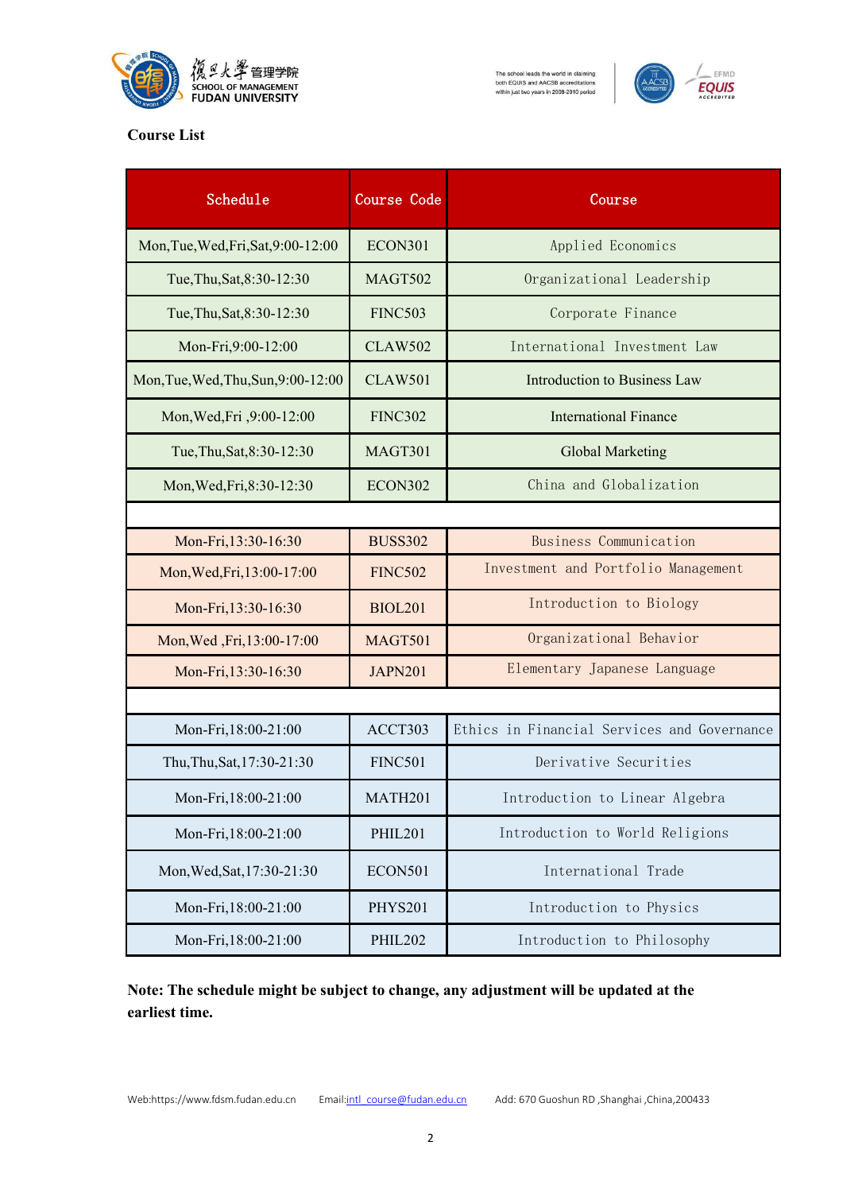**Course List**

| Schedule | Course Code | Course |
|---|---|---|
| Mon,Tue,Wed,Fri,Sat,9:00-12:00 | ECON301 | Applied Economics |
| Tue,Thu,Sat,8:30-12:30 | MAGT502 | Organizational Leadership |
| Tue,Thu,Sat,8:30-12:30 | FINC503 | Corporate Finance |
| Mon-Fri,9:00-12:00 | CLAW502 | International Investment Law |
| Mon,Tue,Wed,Thu,Sun,9:00-12:00 | CLAW501 | Introduction to Business Law |
| Mon,Wed,Fri ,9:00-12:00 | FINC302 | International Finance |
| Tue,Thu,Sat,8:30-12:30 | MAGT301 | Global Marketing |
| Mon,Wed,Fri,8:30-12:30 | ECON302 | China and Globalization |
| | | |
| Mon-Fri,13:30-16:30 | BUSS302 | Business Communication |
| Mon,Wed,Fri,13:00-17:00 | FINC502 | Investment and Portfolio Management |
| Mon-Fri,13:30-16:30 | BIOL201 | Introduction to Biology |
| Mon,Wed ,Fri,13:00-17:00 | MAGT501 | Organizational Behavior |
| Mon-Fri,13:30-16:30 | JAPN201 | Elementary Japanese Language |
| | | |
| Mon-Fri,18:00-21:00 | ACCT303 | Ethics in Financial Services and Governance |
| Thu,Thu,Sat,17:30-21:30 | FINC501 | Derivative Securities |
| Mon-Fri,18:00-21:00 | MATH201 | Introduction to Linear Algebra |
| Mon-Fri,18:00-21:00 | PHIL201 | Introduction to World Religions |
| Mon,Wed,Sat,17:30-21:30 | ECON501 | International Trade |
| Mon-Fri,18:00-21:00 | PHYS201 | Introduction to Physics |
| Mon-Fri,18:00-21:00 | PHIL202 | Introduction to Philosophy |

**Note: The schedule might be subject to change, any adjustment will be updated at the earliest time.**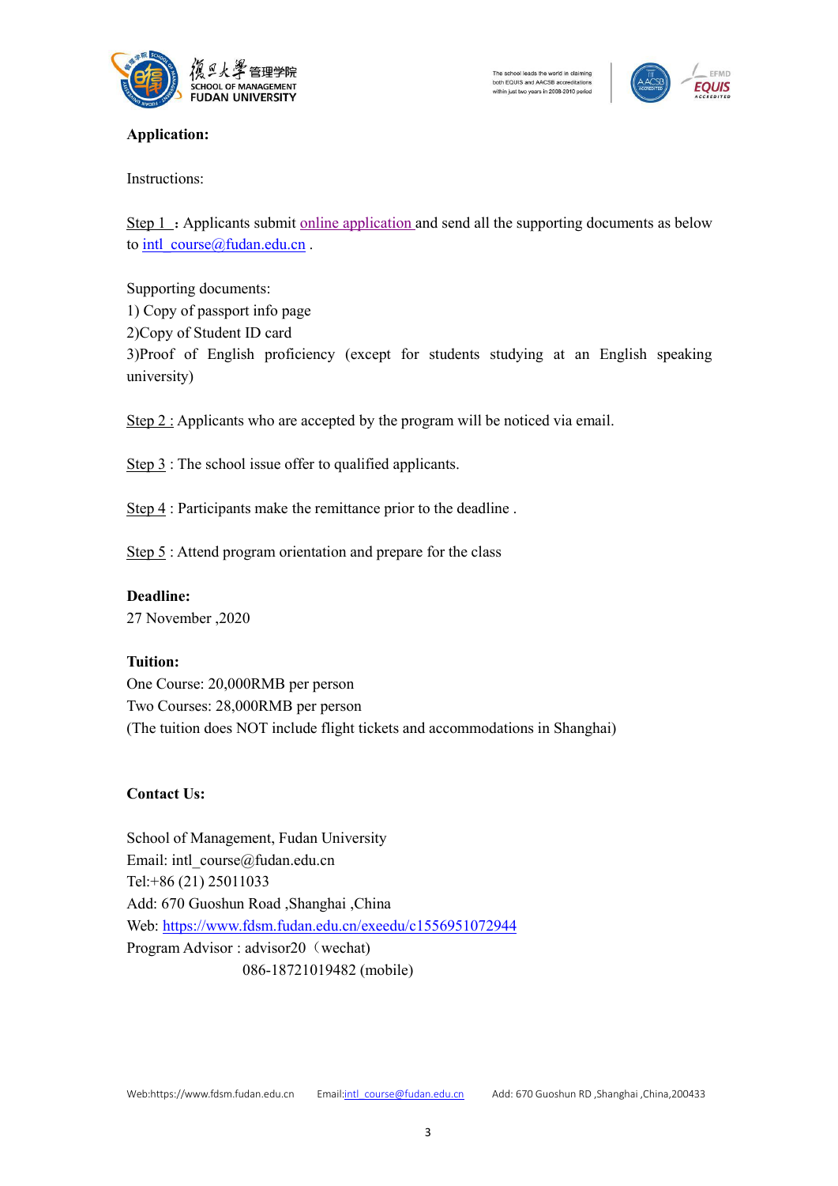**Application:**

Instructions:

Step 1 : Applicants submit online application and send all the supporting documents as below to intl_course@fudan.edu.cn .

Supporting documents:

1) Copy of passport info page

2)Copy of Student ID card

3)Proof of English proficiency (except for students studying at an English speaking university)

Step 2 : Applicants who are accepted by the program will be noticed via email.

Step 3 : The school issue offer to qualified applicants.

Step 4 : Participants make the remittance prior to the deadline .

Step 5 : Attend program orientation and prepare for the class

**Deadline:**

27 November ,2020

**Tuition:**

One Course: 20,000RMB per person

Two Courses: 28,000RMB per person

(The tuition does NOT include flight tickets and accommodations in Shanghai)

**Contact Us:**

School of Management, Fudan University

Email: intl_course@fudan.edu.cn

Tel:+86 (21) 25011033

Add: 670 Guoshun Road ,Shanghai ,China

Web: https://www.fdsm.fudan.edu.cn/exeedu/c1556951072944

Program Advisor : advisor20（wechat)

086-18721019482 (mobile)